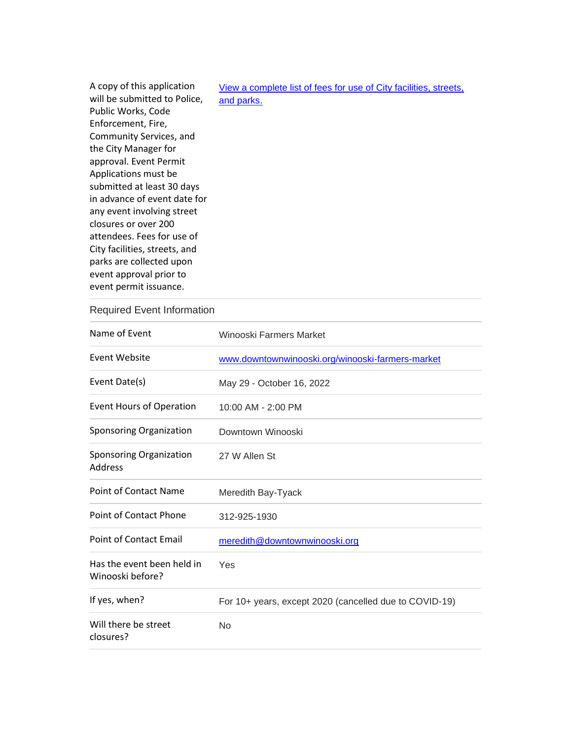| | |
|---|---|
| A copy of this application will be submitted to Police, Public Works, Code Enforcement, Fire, Community Services, and the City Manager for approval. Event Permit Applications must be submitted at least 30 days in advance of event date for any event involving street closures or over 200 attendees. Fees for use of City facilities, streets, and parks are collected upon event approval prior to event permit issuance. | View a complete list of fees for use of City facilities, streets, and parks. |

## Required Event Information

| | |
|---|---|
| Name of Event | Winooski Farmers Market |
| Event Website | www.downtownwinooski.org/winooski-farmers-market |
| Event Date(s) | May 29 - October 16, 2022 |
| Event Hours of Operation | 10:00 AM - 2:00 PM |
| Sponsoring Organization | Downtown Winooski |
| Sponsoring Organization Address | 27 W Allen St |
| Point of Contact Name | Meredith Bay-Tyack |
| Point of Contact Phone | 312-925-1930 |
| Point of Contact Email | meredith@downtownwinooski.org |
| Has the event been held in Winooski before? | Yes |
| If yes, when? | For 10+ years, except 2020 (cancelled due to COVID-19) |
| Will there be street closures? | No |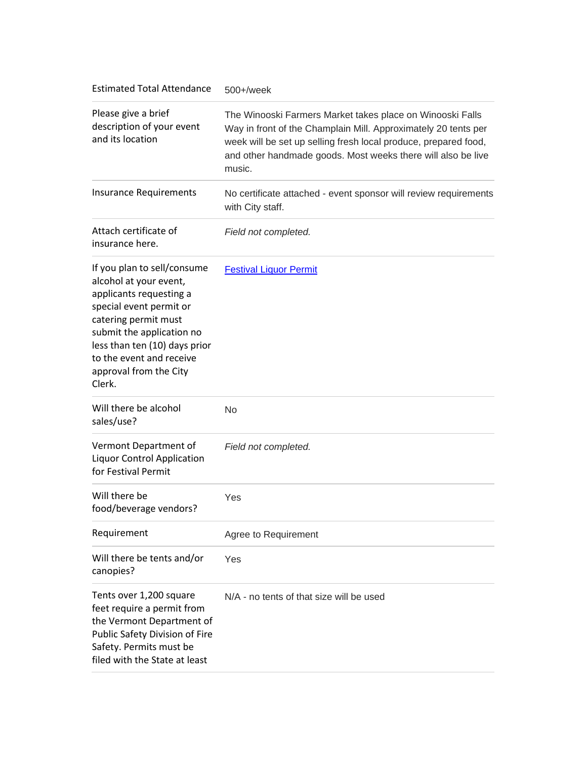| | |
|---|---|
| Estimated Total Attendance | 500+/week |
| Please give a brief description of your event and its location | The Winooski Farmers Market takes place on Winooski Falls Way in front of the Champlain Mill. Approximately 20 tents per week will be set up selling fresh local produce, prepared food, and other handmade goods. Most weeks there will also be live music. |
| Insurance Requirements | No certificate attached - event sponsor will review requirements with City staff. |
| Attach certificate of insurance here. | *Field not completed.* |
| If you plan to sell/consume alcohol at your event, applicants requesting a special event permit or catering permit must submit the application no less than ten (10) days prior to the event and receive approval from the City Clerk. | Festival Liquor Permit |
| Will there be alcohol sales/use? | No |
| Vermont Department of Liquor Control Application for Festival Permit | *Field not completed.* |
| Will there be food/beverage vendors? | Yes |
| Requirement | Agree to Requirement |
| Will there be tents and/or canopies? | Yes |
| Tents over 1,200 square feet require a permit from the Vermont Department of Public Safety Division of Fire Safety. Permits must be filed with the State at least | N/A - no tents of that size will be used |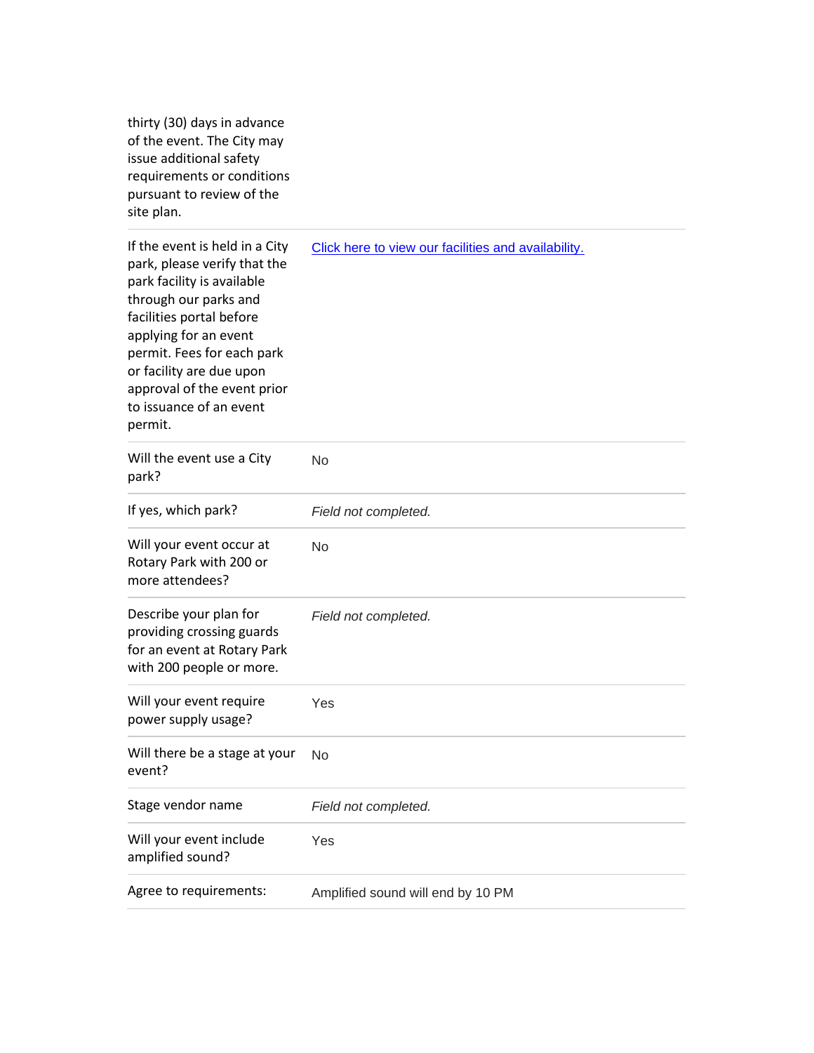| | |
|---|---|
| thirty (30) days in advance of the event. The City may issue additional safety requirements or conditions pursuant to review of the site plan. | |
| If the event is held in a City park, please verify that the park facility is available through our parks and facilities portal before applying for an event permit. Fees for each park or facility are due upon approval of the event prior to issuance of an event permit. | Click here to view our facilities and availability. |
| Will the event use a City park? | No |
| If yes, which park? | *Field not completed.* |
| Will your event occur at Rotary Park with 200 or more attendees? | No |
| Describe your plan for providing crossing guards for an event at Rotary Park with 200 people or more. | *Field not completed.* |
| Will your event require power supply usage? | Yes |
| Will there be a stage at your event? | No |
| Stage vendor name | *Field not completed.* |
| Will your event include amplified sound? | Yes |
| Agree to requirements: | Amplified sound will end by 10 PM |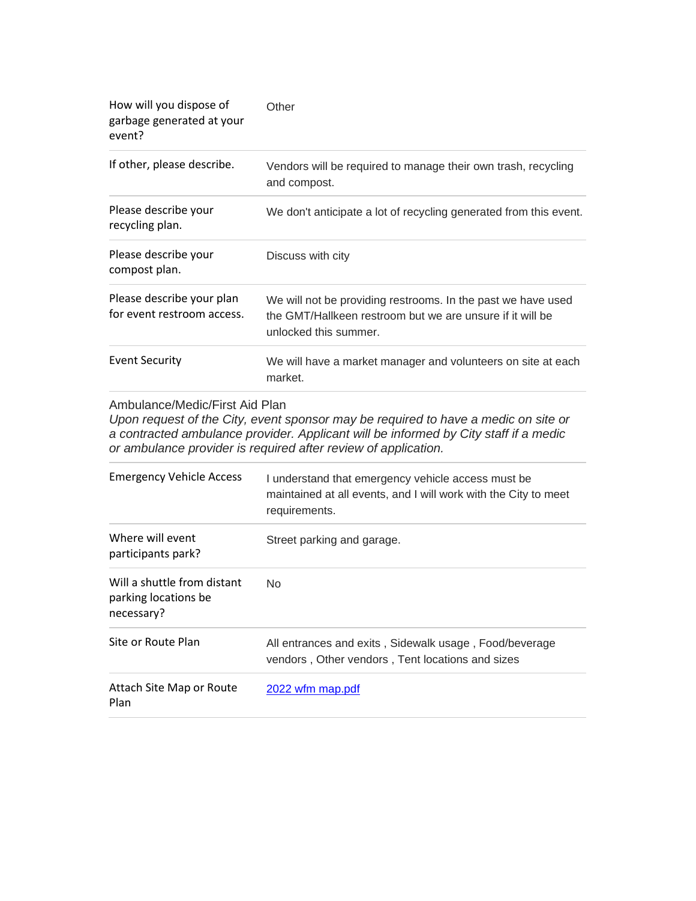| | |
|---|---|
| How will you dispose of garbage generated at your event? | Other |
| If other, please describe. | Vendors will be required to manage their own trash, recycling and compost. |
| Please describe your recycling plan. | We don't anticipate a lot of recycling generated from this event. |
| Please describe your compost plan. | Discuss with city |
| Please describe your plan for event restroom access. | We will not be providing restrooms. In the past we have used the GMT/Hallkeen restroom but we are unsure if it will be unlocked this summer. |
| Event Security | We will have a market manager and volunteers on site at each market. |

Ambulance/Medic/First Aid Plan

*Upon request of the City, event sponsor may be required to have a medic on site or a contracted ambulance provider. Applicant will be informed by City staff if a medic or ambulance provider is required after review of application.*

| | |
|---|---|
| Emergency Vehicle Access | I understand that emergency vehicle access must be maintained at all events, and I will work with the City to meet requirements. |
| Where will event participants park? | Street parking and garage. |
| Will a shuttle from distant parking locations be necessary? | No |
| Site or Route Plan | All entrances and exits , Sidewalk usage , Food/beverage vendors , Other vendors , Tent locations and sizes |
| Attach Site Map or Route Plan | 2022 wfm map.pdf |